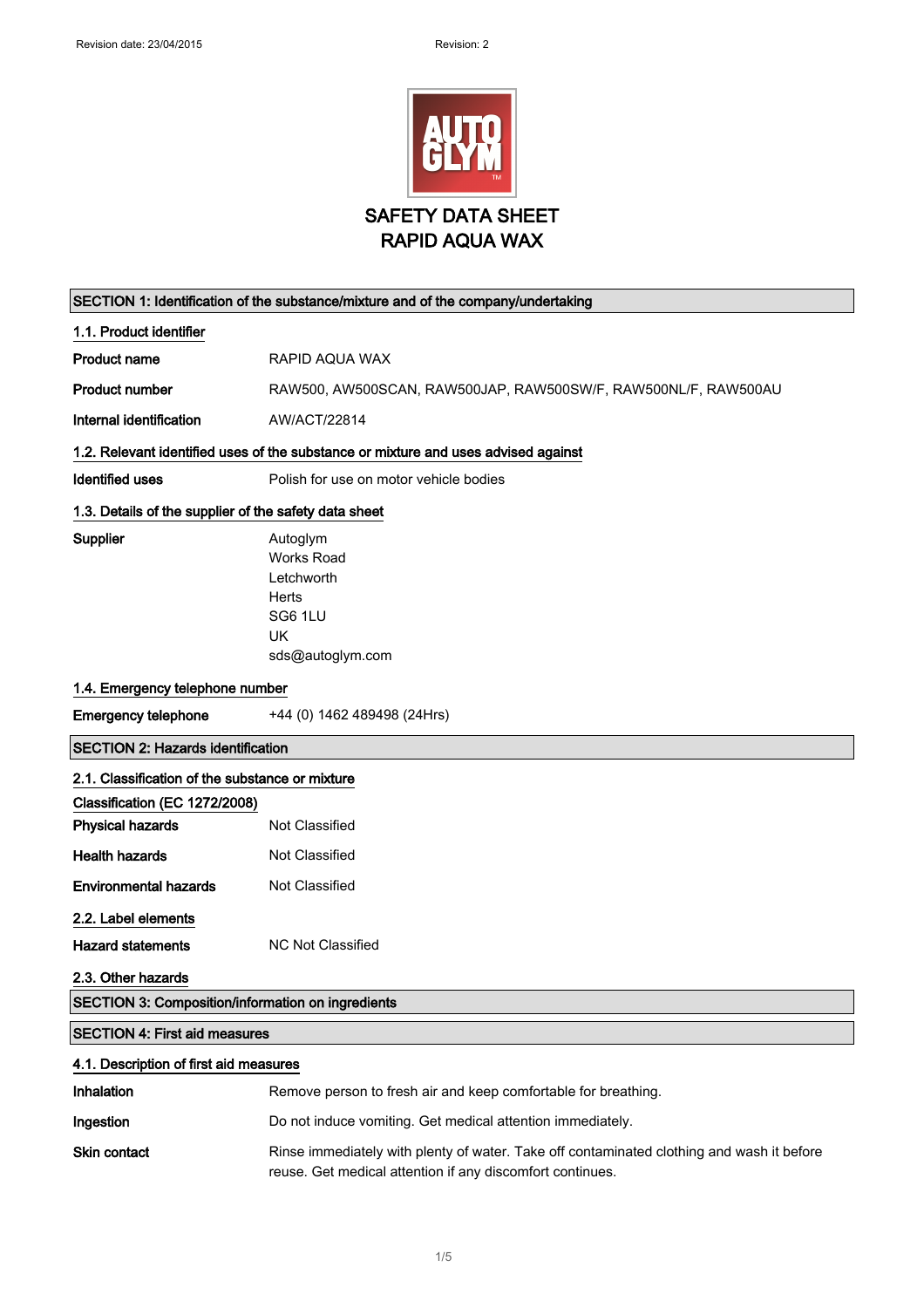Revision date: 23/04/2015 Revision: 2

# SAFETY DATA SHEET
# RAPID AQUA WAX

## SECTION 1: Identification of the substance/mixture and of the company/undertaking

### 1.1. Product identifier

**Product name** RAPID AQUA WAX

**Product number** RAW500, AW500SCAN, RAW500JAP, RAW500SW/F, RAW500NL/F, RAW500AU

**Internal identification** AW/ACT/22814

### 1.2. Relevant identified uses of the substance or mixture and uses advised against

**Identified uses** Polish for use on motor vehicle bodies

### 1.3. Details of the supplier of the safety data sheet

**Supplier**
Autoglym
Works Road
Letchworth
Herts
SG6 1LU
UK
sds@autoglym.com

### 1.4. Emergency telephone number

**Emergency telephone** +44 (0) 1462 489498 (24Hrs)

## SECTION 2: Hazards identification

### 2.1. Classification of the substance or mixture

**Classification (EC 1272/2008)**

**Physical hazards** Not Classified

**Health hazards** Not Classified

**Environmental hazards** Not Classified

### 2.2. Label elements

**Hazard statements** NC Not Classified

### 2.3. Other hazards

## SECTION 3: Composition/information on ingredients

## SECTION 4: First aid measures

### 4.1. Description of first aid measures

**Inhalation** Remove person to fresh air and keep comfortable for breathing.

**Ingestion** Do not induce vomiting. Get medical attention immediately.

**Skin contact** Rinse immediately with plenty of water. Take off contaminated clothing and wash it before reuse. Get medical attention if any discomfort continues.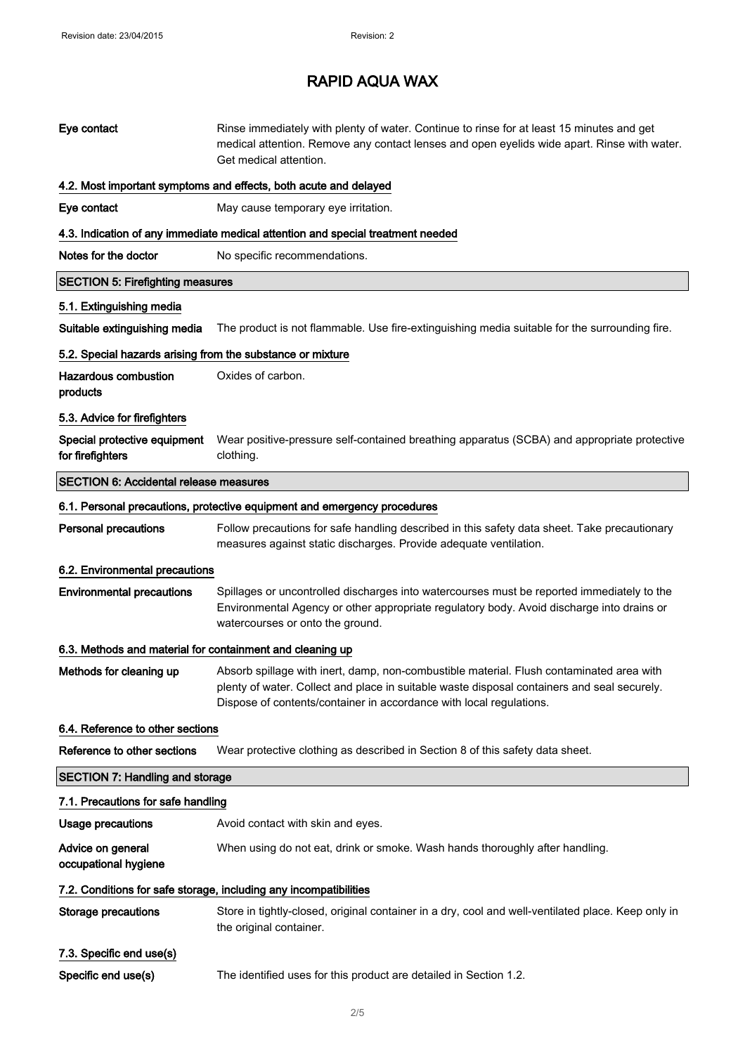| | |
|---|---|
| **Eye contact** | Rinse immediately with plenty of water. Continue to rinse for at least 15 minutes and get medical attention. Remove any contact lenses and open eyelids wide apart. Rinse with water. Get medical attention. |

### 4.2. Most important symptoms and effects, both acute and delayed

| | |
|---|---|
| **Eye contact** | May cause temporary eye irritation. |

### 4.3. Indication of any immediate medical attention and special treatment needed

| | |
|---|---|
| **Notes for the doctor** | No specific recommendations. |

## SECTION 5: Firefighting measures

### 5.1. Extinguishing media

| | |
|---|---|
| **Suitable extinguishing media** | The product is not flammable. Use fire-extinguishing media suitable for the surrounding fire. |

### 5.2. Special hazards arising from the substance or mixture

| | |
|---|---|
| **Hazardous combustion products** | Oxides of carbon. |

### 5.3. Advice for firefighters

| | |
|---|---|
| **Special protective equipment for firefighters** | Wear positive-pressure self-contained breathing apparatus (SCBA) and appropriate protective clothing. |

## SECTION 6: Accidental release measures

### 6.1. Personal precautions, protective equipment and emergency procedures

| | |
|---|---|
| **Personal precautions** | Follow precautions for safe handling described in this safety data sheet. Take precautionary measures against static discharges. Provide adequate ventilation. |

### 6.2. Environmental precautions

| | |
|---|---|
| **Environmental precautions** | Spillages or uncontrolled discharges into watercourses must be reported immediately to the Environmental Agency or other appropriate regulatory body. Avoid discharge into drains or watercourses or onto the ground. |

### 6.3. Methods and material for containment and cleaning up

| | |
|---|---|
| **Methods for cleaning up** | Absorb spillage with inert, damp, non-combustible material. Flush contaminated area with plenty of water. Collect and place in suitable waste disposal containers and seal securely. Dispose of contents/container in accordance with local regulations. |

### 6.4. Reference to other sections

| | |
|---|---|
| **Reference to other sections** | Wear protective clothing as described in Section 8 of this safety data sheet. |

## SECTION 7: Handling and storage

### 7.1. Precautions for safe handling

| | |
|---|---|
| **Usage precautions** | Avoid contact with skin and eyes. |
| **Advice on general occupational hygiene** | When using do not eat, drink or smoke. Wash hands thoroughly after handling. |

### 7.2. Conditions for safe storage, including any incompatibilities

| | |
|---|---|
| **Storage precautions** | Store in tightly-closed, original container in a dry, cool and well-ventilated place. Keep only in the original container. |

### 7.3. Specific end use(s)

| | |
|---|---|
| **Specific end use(s)** | The identified uses for this product are detailed in Section 1.2. |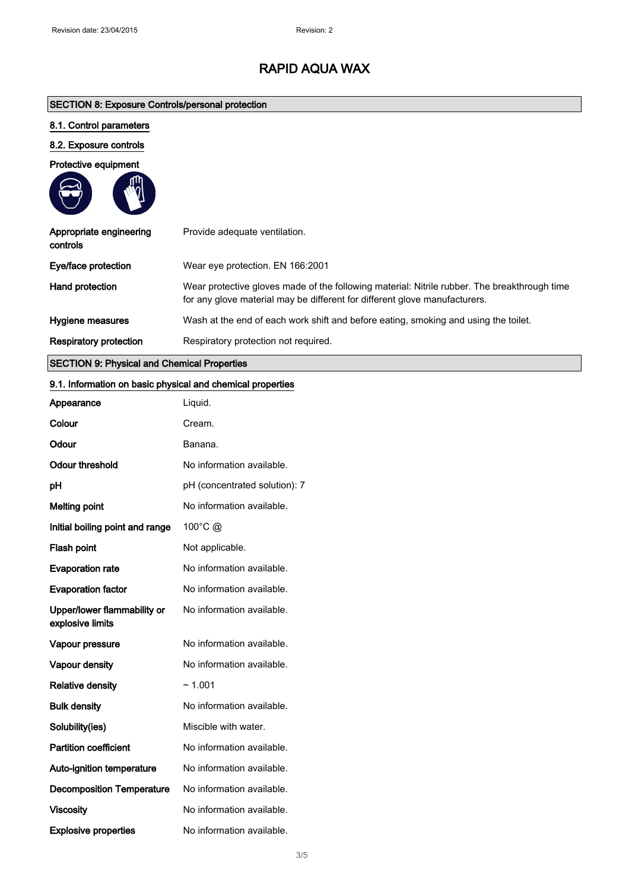# RAPID AQUA WAX

## SECTION 8: Exposure Controls/personal protection

### 8.1. Control parameters

### 8.2. Exposure controls

**Protective equipment**

| | |
|---|---|
| **Appropriate engineering controls** | Provide adequate ventilation. |
| **Eye/face protection** | Wear eye protection. EN 166:2001 |
| **Hand protection** | Wear protective gloves made of the following material: Nitrile rubber. The breakthrough time for any glove material may be different for different glove manufacturers. |
| **Hygiene measures** | Wash at the end of each work shift and before eating, smoking and using the toilet. |
| **Respiratory protection** | Respiratory protection not required. |

## SECTION 9: Physical and Chemical Properties

### 9.1. Information on basic physical and chemical properties

| | |
|---|---|
| **Appearance** | Liquid. |
| **Colour** | Cream. |
| **Odour** | Banana. |
| **Odour threshold** | No information available. |
| **pH** | pH (concentrated solution): 7 |
| **Melting point** | No information available. |
| **Initial boiling point and range** | 100°C @ |
| **Flash point** | Not applicable. |
| **Evaporation rate** | No information available. |
| **Evaporation factor** | No information available. |
| **Upper/lower flammability or explosive limits** | No information available. |
| **Vapour pressure** | No information available. |
| **Vapour density** | No information available. |
| **Relative density** | ~ 1.001 |
| **Bulk density** | No information available. |
| **Solubility(ies)** | Miscible with water. |
| **Partition coefficient** | No information available. |
| **Auto-ignition temperature** | No information available. |
| **Decomposition Temperature** | No information available. |
| **Viscosity** | No information available. |
| **Explosive properties** | No information available. |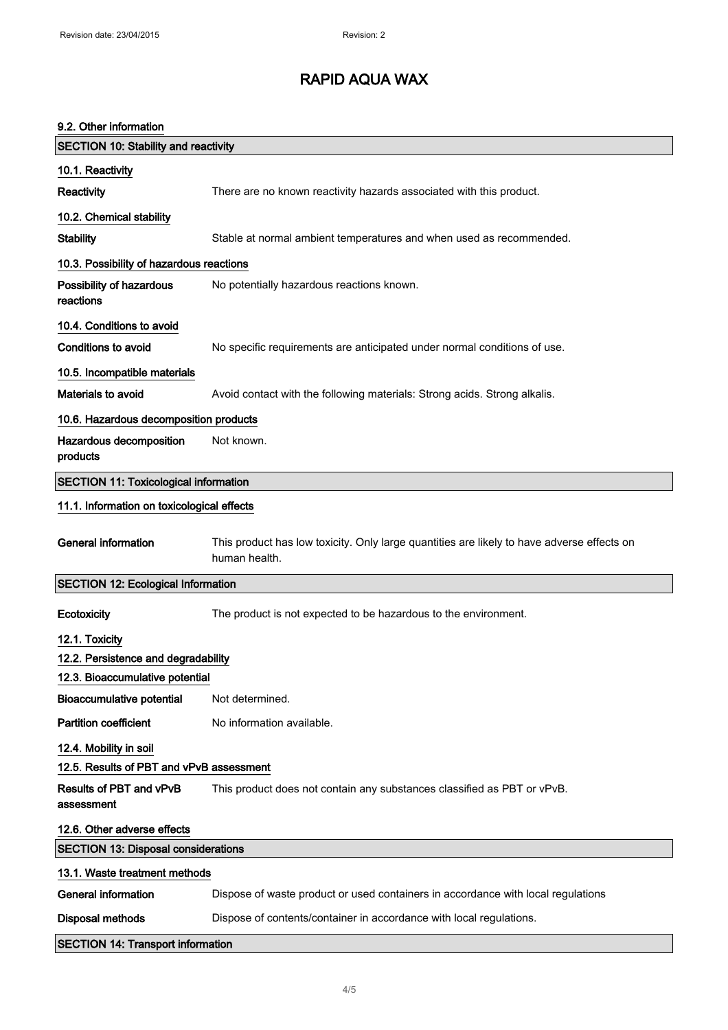### 9.2. Other information

## SECTION 10: Stability and reactivity

### 10.1. Reactivity

**Reactivity** There are no known reactivity hazards associated with this product.

### 10.2. Chemical stability

**Stability** Stable at normal ambient temperatures and when used as recommended.

### 10.3. Possibility of hazardous reactions

**Possibility of hazardous reactions** No potentially hazardous reactions known.

### 10.4. Conditions to avoid

**Conditions to avoid** No specific requirements are anticipated under normal conditions of use.

### 10.5. Incompatible materials

**Materials to avoid** Avoid contact with the following materials: Strong acids. Strong alkalis.

### 10.6. Hazardous decomposition products

**Hazardous decomposition products** Not known.

## SECTION 11: Toxicological information

### 11.1. Information on toxicological effects

**General information** This product has low toxicity. Only large quantities are likely to have adverse effects on human health.

## SECTION 12: Ecological Information

**Ecotoxicity** The product is not expected to be hazardous to the environment.

### 12.1. Toxicity

### 12.2. Persistence and degradability

### 12.3. Bioaccumulative potential

**Bioaccumulative potential** Not determined.

**Partition coefficient** No information available.

### 12.4. Mobility in soil

### 12.5. Results of PBT and vPvB assessment

**Results of PBT and vPvB assessment** This product does not contain any substances classified as PBT or vPvB.

### 12.6. Other adverse effects

## SECTION 13: Disposal considerations

### 13.1. Waste treatment methods

**General information** Dispose of waste product or used containers in accordance with local regulations

**Disposal methods** Dispose of contents/container in accordance with local regulations.

## SECTION 14: Transport information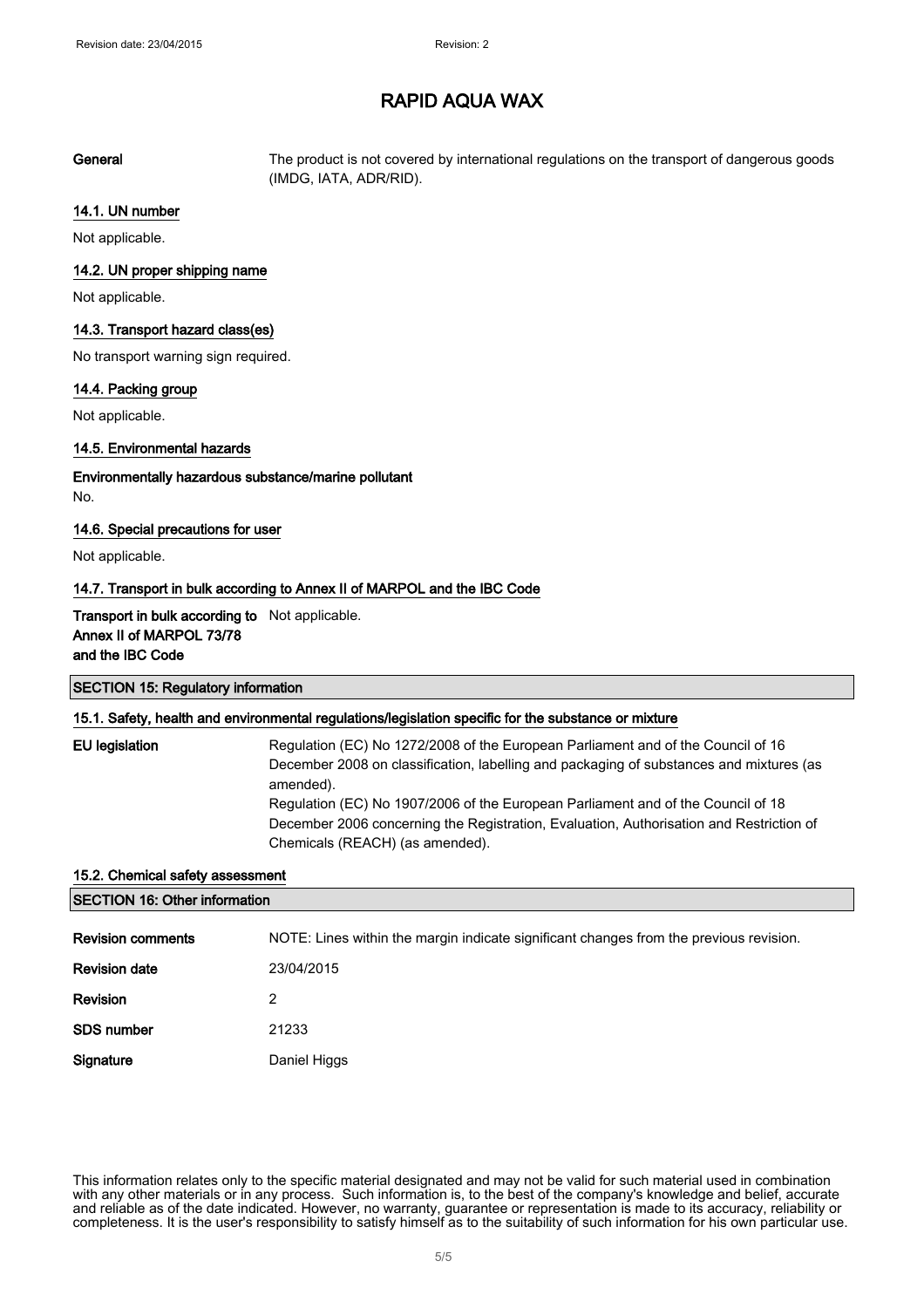# RAPID AQUA WAX

**General** The product is not covered by international regulations on the transport of dangerous goods (IMDG, IATA, ADR/RID).

### 14.1. UN number

Not applicable.

### 14.2. UN proper shipping name

Not applicable.

### 14.3. Transport hazard class(es)

No transport warning sign required.

### 14.4. Packing group

Not applicable.

### 14.5. Environmental hazards

**Environmentally hazardous substance/marine pollutant**

No.

### 14.6. Special precautions for user

Not applicable.

### 14.7. Transport in bulk according to Annex II of MARPOL and the IBC Code

**Transport in bulk according to Annex II of MARPOL 73/78 and the IBC Code** Not applicable.

## SECTION 15: Regulatory information

### 15.1. Safety, health and environmental regulations/legislation specific for the substance or mixture

**EU legislation** Regulation (EC) No 1272/2008 of the European Parliament and of the Council of 16 December 2008 on classification, labelling and packaging of substances and mixtures (as amended).
Regulation (EC) No 1907/2006 of the European Parliament and of the Council of 18 December 2006 concerning the Registration, Evaluation, Authorisation and Restriction of Chemicals (REACH) (as amended).

### 15.2. Chemical safety assessment

## SECTION 16: Other information

| | |
|---|---|
| **Revision comments** | NOTE: Lines within the margin indicate significant changes from the previous revision. |
| **Revision date** | 23/04/2015 |
| **Revision** | 2 |
| **SDS number** | 21233 |
| **Signature** | Daniel Higgs |

This information relates only to the specific material designated and may not be valid for such material used in combination with any other materials or in any process. Such information is, to the best of the company's knowledge and belief, accurate and reliable as of the date indicated. However, no warranty, guarantee or representation is made to its accuracy, reliability or completeness. It is the user's responsibility to satisfy himself as to the suitability of such information for his own particular use.